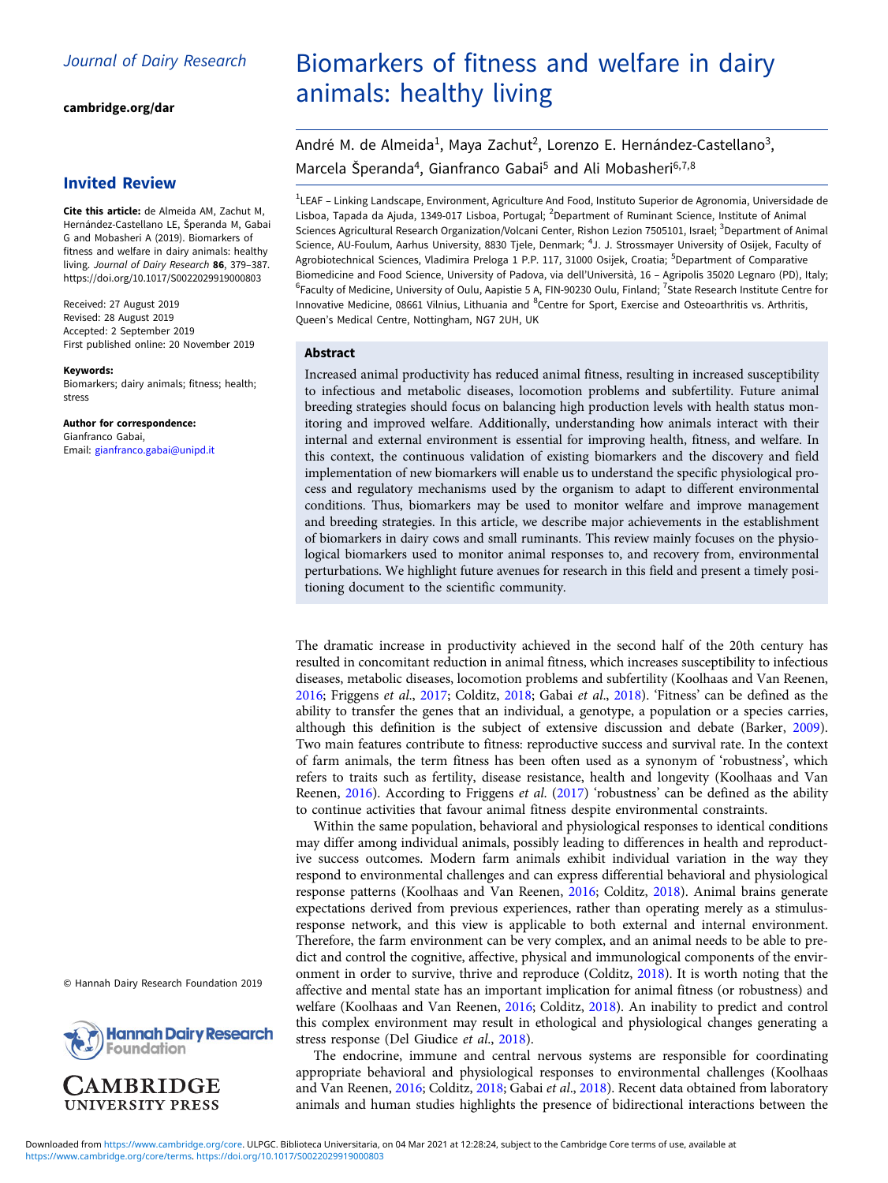Journal of Dairy Research

cambridge.org/dar

## Invited Review

**Cite this article:** de Almeida AM, Zachut M, Hernández-Castellano LE, Šperanda M, Gabai G and Mobasheri A (2019). Biomarkers of fitness and welfare in dairy animals: healthy living. *Journal of Dairy Research* **86**, 379–387. https://doi.org/10.1017/S0022029919000803

Received: 27 August 2019
Revised: 28 August 2019
Accepted: 2 September 2019
First published online: 20 November 2019

**Keywords:**
Biomarkers; dairy animals; fitness; health; stress

**Author for correspondence:**
Gianfranco Gabai,
Email: gianfranco.gabai@unipd.it

© Hannah Dairy Research Foundation 2019

# Biomarkers of fitness and welfare in dairy animals: healthy living

André M. de Almeida[1], Maya Zachut[2], Lorenzo E. Hernández-Castellano[3], Marcela Šperanda[4], Gianfranco Gabai[5] and Ali Mobasheri[6,7,8]

[1]LEAF – Linking Landscape, Environment, Agriculture And Food, Instituto Superior de Agronomia, Universidade de Lisboa, Tapada da Ajuda, 1349-017 Lisboa, Portugal; [2]Department of Ruminant Science, Institute of Animal Sciences Agricultural Research Organization/Volcani Center, Rishon Lezion 7505101, Israel; [3]Department of Animal Science, AU-Foulum, Aarhus University, 8830 Tjele, Denmark; [4]J. J. Strossmayer University of Osijek, Faculty of Agrobiotechnical Sciences, Vladimira Preloga 1 P.P. 117, 31000 Osijek, Croatia; [5]Department of Comparative Biomedicine and Food Science, University of Padova, via dell'Università, 16 – Agripolis 35020 Legnaro (PD), Italy; [6]Faculty of Medicine, University of Oulu, Aapistie 5 A, FIN-90230 Oulu, Finland; [7]State Research Institute Centre for Innovative Medicine, 08661 Vilnius, Lithuania and [8]Centre for Sport, Exercise and Osteoarthritis vs. Arthritis, Queen's Medical Centre, Nottingham, NG7 2UH, UK

## Abstract

Increased animal productivity has reduced animal fitness, resulting in increased susceptibility to infectious and metabolic diseases, locomotion problems and subfertility. Future animal breeding strategies should focus on balancing high production levels with health status monitoring and improved welfare. Additionally, understanding how animals interact with their internal and external environment is essential for improving health, fitness, and welfare. In this context, the continuous validation of existing biomarkers and the discovery and field implementation of new biomarkers will enable us to understand the specific physiological process and regulatory mechanisms used by the organism to adapt to different environmental conditions. Thus, biomarkers may be used to monitor welfare and improve management and breeding strategies. In this article, we describe major achievements in the establishment of biomarkers in dairy cows and small ruminants. This review mainly focuses on the physiological biomarkers used to monitor animal responses to, and recovery from, environmental perturbations. We highlight future avenues for research in this field and present a timely positioning document to the scientific community.

The dramatic increase in productivity achieved in the second half of the 20th century has resulted in concomitant reduction in animal fitness, which increases susceptibility to infectious diseases, metabolic diseases, locomotion problems and subfertility (Koolhaas and Van Reenen, 2016; Friggens *et al.*, 2017; Colditz, 2018; Gabai *et al.*, 2018). 'Fitness' can be defined as the ability to transfer the genes that an individual, a genotype, a population or a species carries, although this definition is the subject of extensive discussion and debate (Barker, 2009). Two main features contribute to fitness: reproductive success and survival rate. In the context of farm animals, the term fitness has been often used as a synonym of 'robustness', which refers to traits such as fertility, disease resistance, health and longevity (Koolhaas and Van Reenen, 2016). According to Friggens *et al.* (2017) 'robustness' can be defined as the ability to continue activities that favour animal fitness despite environmental constraints.

Within the same population, behavioral and physiological responses to identical conditions may differ among individual animals, possibly leading to differences in health and reproductive success outcomes. Modern farm animals exhibit individual variation in the way they respond to environmental challenges and can express differential behavioral and physiological response patterns (Koolhaas and Van Reenen, 2016; Colditz, 2018). Animal brains generate expectations derived from previous experiences, rather than operating merely as a stimulus-response network, and this view is applicable to both external and internal environment. Therefore, the farm environment can be very complex, and an animal needs to be able to predict and control the cognitive, affective, physical and immunological components of the environment in order to survive, thrive and reproduce (Colditz, 2018). It is worth noting that the affective and mental state has an important implication for animal fitness (or robustness) and welfare (Koolhaas and Van Reenen, 2016; Colditz, 2018). An inability to predict and control this complex environment may result in ethological and physiological changes generating a stress response (Del Giudice *et al.*, 2018).

The endocrine, immune and central nervous systems are responsible for coordinating appropriate behavioral and physiological responses to environmental challenges (Koolhaas and Van Reenen, 2016; Colditz, 2018; Gabai *et al.*, 2018). Recent data obtained from laboratory animals and human studies highlights the presence of bidirectional interactions between the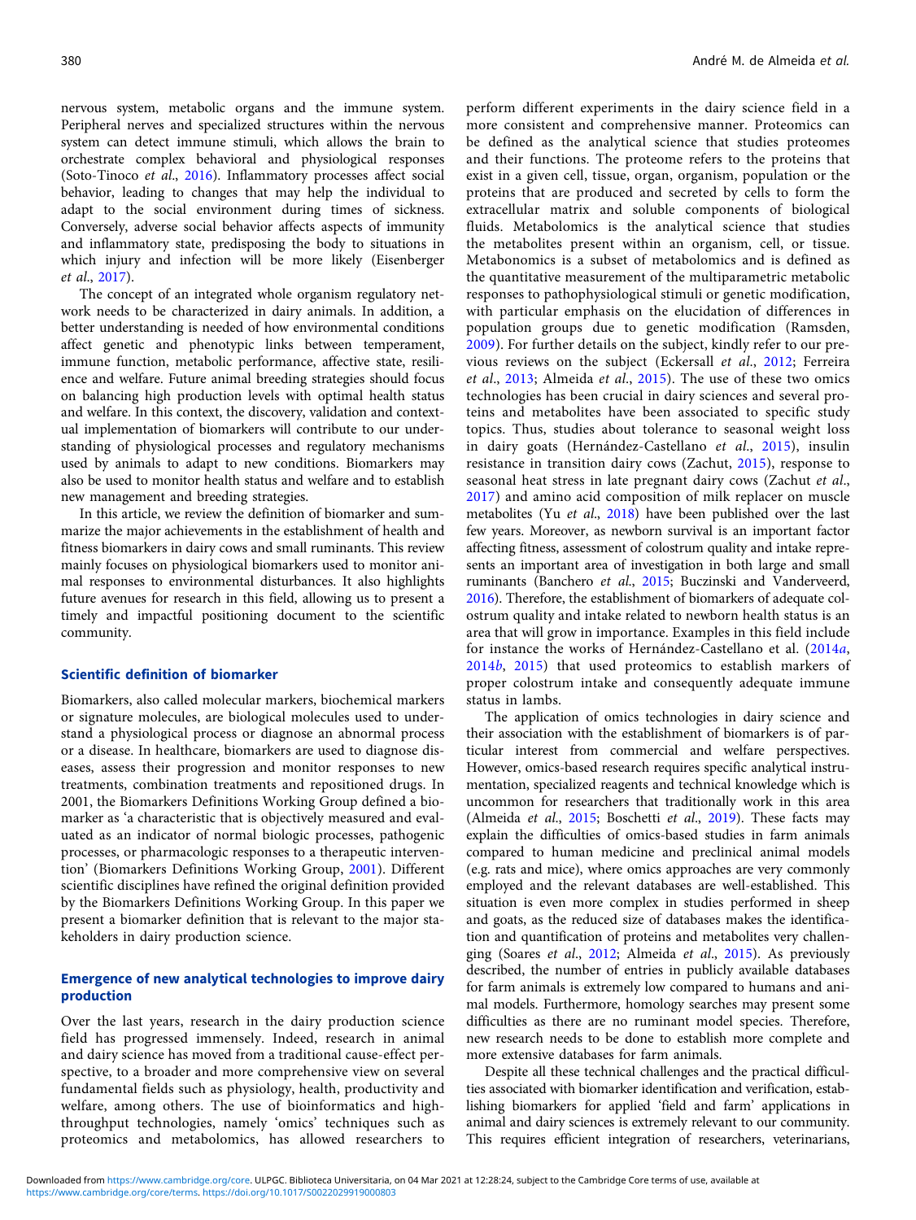nervous system, metabolic organs and the immune system. Peripheral nerves and specialized structures within the nervous system can detect immune stimuli, which allows the brain to orchestrate complex behavioral and physiological responses (Soto-Tinoco *et al*., 2016). Inflammatory processes affect social behavior, leading to changes that may help the individual to adapt to the social environment during times of sickness. Conversely, adverse social behavior affects aspects of immunity and inflammatory state, predisposing the body to situations in which injury and infection will be more likely (Eisenberger *et al*., 2017).

The concept of an integrated whole organism regulatory network needs to be characterized in dairy animals. In addition, a better understanding is needed of how environmental conditions affect genetic and phenotypic links between temperament, immune function, metabolic performance, affective state, resilience and welfare. Future animal breeding strategies should focus on balancing high production levels with optimal health status and welfare. In this context, the discovery, validation and contextual implementation of biomarkers will contribute to our understanding of physiological processes and regulatory mechanisms used by animals to adapt to new conditions. Biomarkers may also be used to monitor health status and welfare and to establish new management and breeding strategies.

In this article, we review the definition of biomarker and summarize the major achievements in the establishment of health and fitness biomarkers in dairy cows and small ruminants. This review mainly focuses on physiological biomarkers used to monitor animal responses to environmental disturbances. It also highlights future avenues for research in this field, allowing us to present a timely and impactful positioning document to the scientific community.

## Scientific definition of biomarker

Biomarkers, also called molecular markers, biochemical markers or signature molecules, are biological molecules used to understand a physiological process or diagnose an abnormal process or a disease. In healthcare, biomarkers are used to diagnose diseases, assess their progression and monitor responses to new treatments, combination treatments and repositioned drugs. In 2001, the Biomarkers Definitions Working Group defined a biomarker as 'a characteristic that is objectively measured and evaluated as an indicator of normal biologic processes, pathogenic processes, or pharmacologic responses to a therapeutic intervention' (Biomarkers Definitions Working Group, 2001). Different scientific disciplines have refined the original definition provided by the Biomarkers Definitions Working Group. In this paper we present a biomarker definition that is relevant to the major stakeholders in dairy production science.

## Emergence of new analytical technologies to improve dairy production

Over the last years, research in the dairy production science field has progressed immensely. Indeed, research in animal and dairy science has moved from a traditional cause-effect perspective, to a broader and more comprehensive view on several fundamental fields such as physiology, health, productivity and welfare, among others. The use of bioinformatics and high-throughput technologies, namely 'omics' techniques such as proteomics and metabolomics, has allowed researchers to perform different experiments in the dairy science field in a more consistent and comprehensive manner. Proteomics can be defined as the analytical science that studies proteomes and their functions. The proteome refers to the proteins that exist in a given cell, tissue, organ, organism, population or the proteins that are produced and secreted by cells to form the extracellular matrix and soluble components of biological fluids. Metabolomics is the analytical science that studies the metabolites present within an organism, cell, or tissue. Metabonomics is a subset of metabolomics and is defined as the quantitative measurement of the multiparametric metabolic responses to pathophysiological stimuli or genetic modification, with particular emphasis on the elucidation of differences in population groups due to genetic modification (Ramsden, 2009). For further details on the subject, kindly refer to our previous reviews on the subject (Eckersall *et al*., 2012; Ferreira *et al*., 2013; Almeida *et al*., 2015). The use of these two omics technologies has been crucial in dairy sciences and several proteins and metabolites have been associated to specific study topics. Thus, studies about tolerance to seasonal weight loss in dairy goats (Hernández-Castellano *et al*., 2015), insulin resistance in transition dairy cows (Zachut, 2015), response to seasonal heat stress in late pregnant dairy cows (Zachut *et al*., 2017) and amino acid composition of milk replacer on muscle metabolites (Yu *et al*., 2018) have been published over the last few years. Moreover, as newborn survival is an important factor affecting fitness, assessment of colostrum quality and intake represents an important area of investigation in both large and small ruminants (Banchero *et al*., 2015; Buczinski and Vanderveerd, 2016). Therefore, the establishment of biomarkers of adequate colostrum quality and intake related to newborn health status is an area that will grow in importance. Examples in this field include for instance the works of Hernández-Castellano et al. (2014*a*, 2014*b*, 2015) that used proteomics to establish markers of proper colostrum intake and consequently adequate immune status in lambs.

The application of omics technologies in dairy science and their association with the establishment of biomarkers is of particular interest from commercial and welfare perspectives. However, omics-based research requires specific analytical instrumentation, specialized reagents and technical knowledge which is uncommon for researchers that traditionally work in this area (Almeida *et al*., 2015; Boschetti *et al*., 2019). These facts may explain the difficulties of omics-based studies in farm animals compared to human medicine and preclinical animal models (e.g. rats and mice), where omics approaches are very commonly employed and the relevant databases are well-established. This situation is even more complex in studies performed in sheep and goats, as the reduced size of databases makes the identification and quantification of proteins and metabolites very challenging (Soares *et al*., 2012; Almeida *et al*., 2015). As previously described, the number of entries in publicly available databases for farm animals is extremely low compared to humans and animal models. Furthermore, homology searches may present some difficulties as there are no ruminant model species. Therefore, new research needs to be done to establish more complete and more extensive databases for farm animals.

Despite all these technical challenges and the practical difficulties associated with biomarker identification and verification, establishing biomarkers for applied 'field and farm' applications in animal and dairy sciences is extremely relevant to our community. This requires efficient integration of researchers, veterinarians,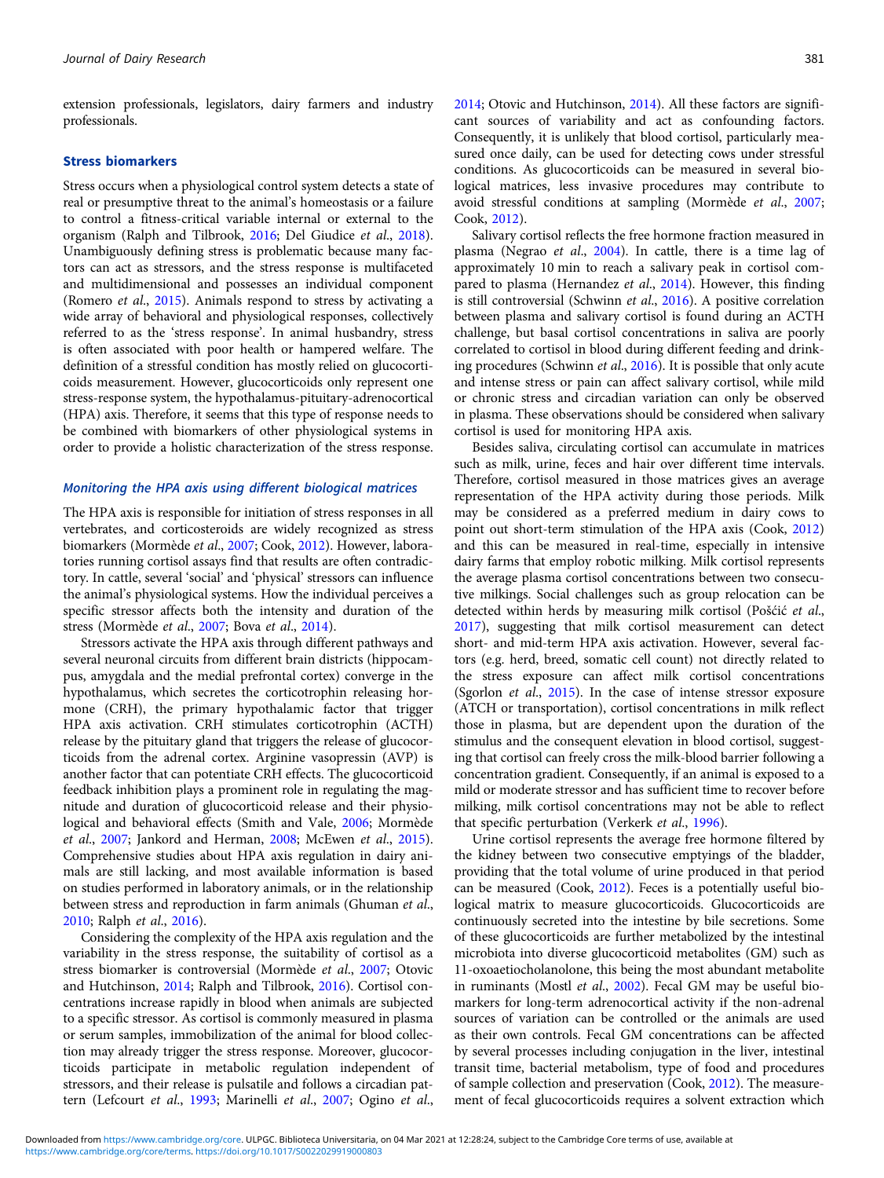extension professionals, legislators, dairy farmers and industry professionals.

## Stress biomarkers

Stress occurs when a physiological control system detects a state of real or presumptive threat to the animal's homeostasis or a failure to control a fitness-critical variable internal or external to the organism (Ralph and Tilbrook, 2016; Del Giudice *et al*., 2018). Unambiguously defining stress is problematic because many factors can act as stressors, and the stress response is multifaceted and multidimensional and possesses an individual component (Romero *et al*., 2015). Animals respond to stress by activating a wide array of behavioral and physiological responses, collectively referred to as the 'stress response'. In animal husbandry, stress is often associated with poor health or hampered welfare. The definition of a stressful condition has mostly relied on glucocorticoids measurement. However, glucocorticoids only represent one stress-response system, the hypothalamus-pituitary-adrenocortical (HPA) axis. Therefore, it seems that this type of response needs to be combined with biomarkers of other physiological systems in order to provide a holistic characterization of the stress response.

### *Monitoring the HPA axis using different biological matrices*

The HPA axis is responsible for initiation of stress responses in all vertebrates, and corticosteroids are widely recognized as stress biomarkers (Mormède *et al*., 2007; Cook, 2012). However, laboratories running cortisol assays find that results are often contradictory. In cattle, several 'social' and 'physical' stressors can influence the animal's physiological systems. How the individual perceives a specific stressor affects both the intensity and duration of the stress (Mormède *et al*., 2007; Bova *et al*., 2014).

Stressors activate the HPA axis through different pathways and several neuronal circuits from different brain districts (hippocampus, amygdala and the medial prefrontal cortex) converge in the hypothalamus, which secretes the corticotrophin releasing hormone (CRH), the primary hypothalamic factor that trigger HPA axis activation. CRH stimulates corticotrophin (ACTH) release by the pituitary gland that triggers the release of glucocorticoids from the adrenal cortex. Arginine vasopressin (AVP) is another factor that can potentiate CRH effects. The glucocorticoid feedback inhibition plays a prominent role in regulating the magnitude and duration of glucocorticoid release and their physiological and behavioral effects (Smith and Vale, 2006; Mormède *et al*., 2007; Jankord and Herman, 2008; McEwen *et al*., 2015). Comprehensive studies about HPA axis regulation in dairy animals are still lacking, and most available information is based on studies performed in laboratory animals, or in the relationship between stress and reproduction in farm animals (Ghuman *et al*., 2010; Ralph *et al*., 2016).

Considering the complexity of the HPA axis regulation and the variability in the stress response, the suitability of cortisol as a stress biomarker is controversial (Mormède *et al*., 2007; Otovic and Hutchinson, 2014; Ralph and Tilbrook, 2016). Cortisol concentrations increase rapidly in blood when animals are subjected to a specific stressor. As cortisol is commonly measured in plasma or serum samples, immobilization of the animal for blood collection may already trigger the stress response. Moreover, glucocorticoids participate in metabolic regulation independent of stressors, and their release is pulsatile and follows a circadian pattern (Lefcourt *et al*., 1993; Marinelli *et al*., 2007; Ogino *et al*., 2014; Otovic and Hutchinson, 2014). All these factors are significant sources of variability and act as confounding factors. Consequently, it is unlikely that blood cortisol, particularly measured once daily, can be used for detecting cows under stressful conditions. As glucocorticoids can be measured in several biological matrices, less invasive procedures may contribute to avoid stressful conditions at sampling (Mormède *et al*., 2007; Cook, 2012).

Salivary cortisol reflects the free hormone fraction measured in plasma (Negrao *et al*., 2004). In cattle, there is a time lag of approximately 10 min to reach a salivary peak in cortisol compared to plasma (Hernandez *et al*., 2014). However, this finding is still controversial (Schwinn *et al*., 2016). A positive correlation between plasma and salivary cortisol is found during an ACTH challenge, but basal cortisol concentrations in saliva are poorly correlated to cortisol in blood during different feeding and drinking procedures (Schwinn *et al*., 2016). It is possible that only acute and intense stress or pain can affect salivary cortisol, while mild or chronic stress and circadian variation can only be observed in plasma. These observations should be considered when salivary cortisol is used for monitoring HPA axis.

Besides saliva, circulating cortisol can accumulate in matrices such as milk, urine, feces and hair over different time intervals. Therefore, cortisol measured in those matrices gives an average representation of the HPA activity during those periods. Milk may be considered as a preferred medium in dairy cows to point out short-term stimulation of the HPA axis (Cook, 2012) and this can be measured in real-time, especially in intensive dairy farms that employ robotic milking. Milk cortisol represents the average plasma cortisol concentrations between two consecutive milkings. Social challenges such as group relocation can be detected within herds by measuring milk cortisol (Pošćić *et al*., 2017), suggesting that milk cortisol measurement can detect short- and mid-term HPA axis activation. However, several factors (e.g. herd, breed, somatic cell count) not directly related to the stress exposure can affect milk cortisol concentrations (Sgorlon *et al*., 2015). In the case of intense stressor exposure (ATCH or transportation), cortisol concentrations in milk reflect those in plasma, but are dependent upon the duration of the stimulus and the consequent elevation in blood cortisol, suggesting that cortisol can freely cross the milk-blood barrier following a concentration gradient. Consequently, if an animal is exposed to a mild or moderate stressor and has sufficient time to recover before milking, milk cortisol concentrations may not be able to reflect that specific perturbation (Verkerk *et al*., 1996).

Urine cortisol represents the average free hormone filtered by the kidney between two consecutive emptyings of the bladder, providing that the total volume of urine produced in that period can be measured (Cook, 2012). Feces is a potentially useful biological matrix to measure glucocorticoids. Glucocorticoids are continuously secreted into the intestine by bile secretions. Some of these glucocorticoids are further metabolized by the intestinal microbiota into diverse glucocorticoid metabolites (GM) such as 11-oxoaetiocholanolone, this being the most abundant metabolite in ruminants (Mostl *et al*., 2002). Fecal GM may be useful biomarkers for long-term adrenocortical activity if the non-adrenal sources of variation can be controlled or the animals are used as their own controls. Fecal GM concentrations can be affected by several processes including conjugation in the liver, intestinal transit time, bacterial metabolism, type of food and procedures of sample collection and preservation (Cook, 2012). The measurement of fecal glucocorticoids requires a solvent extraction which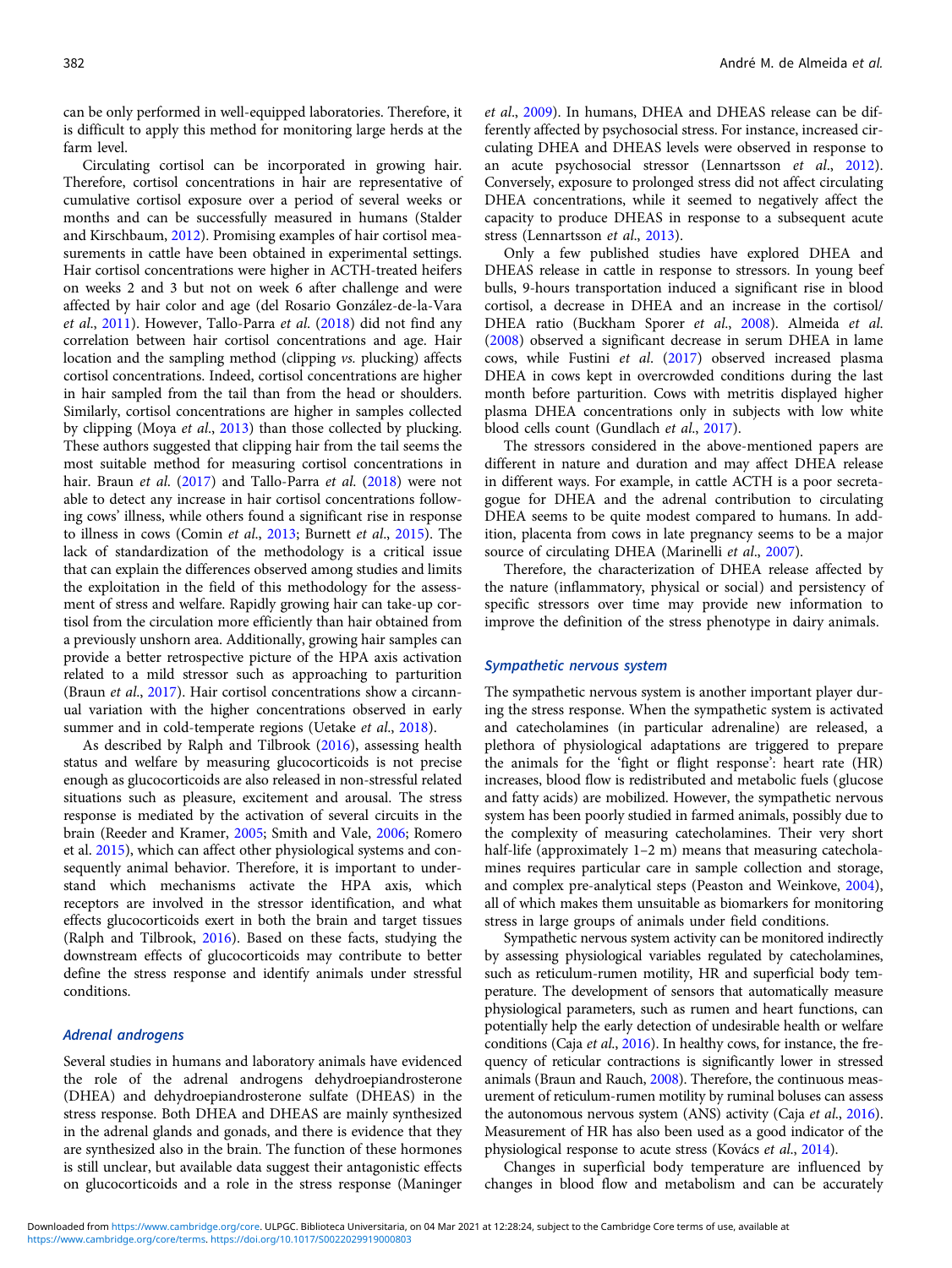can be only performed in well-equipped laboratories. Therefore, it is difficult to apply this method for monitoring large herds at the farm level.

Circulating cortisol can be incorporated in growing hair. Therefore, cortisol concentrations in hair are representative of cumulative cortisol exposure over a period of several weeks or months and can be successfully measured in humans (Stalder and Kirschbaum, 2012). Promising examples of hair cortisol measurements in cattle have been obtained in experimental settings. Hair cortisol concentrations were higher in ACTH-treated heifers on weeks 2 and 3 but not on week 6 after challenge and were affected by hair color and age (del Rosario González-de-la-Vara *et al.*, 2011). However, Tallo-Parra *et al.* (2018) did not find any correlation between hair cortisol concentrations and age. Hair location and the sampling method (clipping *vs.* plucking) affects cortisol concentrations. Indeed, cortisol concentrations are higher in hair sampled from the tail than from the head or shoulders. Similarly, cortisol concentrations are higher in samples collected by clipping (Moya *et al.*, 2013) than those collected by plucking. These authors suggested that clipping hair from the tail seems the most suitable method for measuring cortisol concentrations in hair. Braun *et al.* (2017) and Tallo-Parra *et al.* (2018) were not able to detect any increase in hair cortisol concentrations following cows' illness, while others found a significant rise in response to illness in cows (Comin *et al.*, 2013; Burnett *et al.*, 2015). The lack of standardization of the methodology is a critical issue that can explain the differences observed among studies and limits the exploitation in the field of this methodology for the assessment of stress and welfare. Rapidly growing hair can take-up cortisol from the circulation more efficiently than hair obtained from a previously unshorn area. Additionally, growing hair samples can provide a better retrospective picture of the HPA axis activation related to a mild stressor such as approaching to parturition (Braun *et al.*, 2017). Hair cortisol concentrations show a circannual variation with the higher concentrations observed in early summer and in cold-temperate regions (Uetake *et al.*, 2018).

As described by Ralph and Tilbrook (2016), assessing health status and welfare by measuring glucocorticoids is not precise enough as glucocorticoids are also released in non-stressful related situations such as pleasure, excitement and arousal. The stress response is mediated by the activation of several circuits in the brain (Reeder and Kramer, 2005; Smith and Vale, 2006; Romero et al. 2015), which can affect other physiological systems and consequently animal behavior. Therefore, it is important to understand which mechanisms activate the HPA axis, which receptors are involved in the stressor identification, and what effects glucocorticoids exert in both the brain and target tissues (Ralph and Tilbrook, 2016). Based on these facts, studying the downstream effects of glucocorticoids may contribute to better define the stress response and identify animals under stressful conditions.

### *Adrenal androgens*

Several studies in humans and laboratory animals have evidenced the role of the adrenal androgens dehydroepiandrosterone (DHEA) and dehydroepiandrosterone sulfate (DHEAS) in the stress response. Both DHEA and DHEAS are mainly synthesized in the adrenal glands and gonads, and there is evidence that they are synthesized also in the brain. The function of these hormones is still unclear, but available data suggest their antagonistic effects on glucocorticoids and a role in the stress response (Maninger *et al.*, 2009). In humans, DHEA and DHEAS release can be differently affected by psychosocial stress. For instance, increased circulating DHEA and DHEAS levels were observed in response to an acute psychosocial stressor (Lennartsson *et al.*, 2012). Conversely, exposure to prolonged stress did not affect circulating DHEA concentrations, while it seemed to negatively affect the capacity to produce DHEAS in response to a subsequent acute stress (Lennartsson *et al.*, 2013).

Only a few published studies have explored DHEA and DHEAS release in cattle in response to stressors. In young beef bulls, 9-hours transportation induced a significant rise in blood cortisol, a decrease in DHEA and an increase in the cortisol/DHEA ratio (Buckham Sporer *et al.*, 2008). Almeida *et al.* (2008) observed a significant decrease in serum DHEA in lame cows, while Fustini *et al.* (2017) observed increased plasma DHEA in cows kept in overcrowded conditions during the last month before parturition. Cows with metritis displayed higher plasma DHEA concentrations only in subjects with low white blood cells count (Gundlach *et al.*, 2017).

The stressors considered in the above-mentioned papers are different in nature and duration and may affect DHEA release in different ways. For example, in cattle ACTH is a poor secretagogue for DHEA and the adrenal contribution to circulating DHEA seems to be quite modest compared to humans. In addition, placenta from cows in late pregnancy seems to be a major source of circulating DHEA (Marinelli *et al.*, 2007).

Therefore, the characterization of DHEA release affected by the nature (inflammatory, physical or social) and persistency of specific stressors over time may provide new information to improve the definition of the stress phenotype in dairy animals.

### *Sympathetic nervous system*

The sympathetic nervous system is another important player during the stress response. When the sympathetic system is activated and catecholamines (in particular adrenaline) are released, a plethora of physiological adaptations are triggered to prepare the animals for the 'fight or flight response': heart rate (HR) increases, blood flow is redistributed and metabolic fuels (glucose and fatty acids) are mobilized. However, the sympathetic nervous system has been poorly studied in farmed animals, possibly due to the complexity of measuring catecholamines. Their very short half-life (approximately 1–2 m) means that measuring catecholamines requires particular care in sample collection and storage, and complex pre-analytical steps (Peaston and Weinkove, 2004), all of which makes them unsuitable as biomarkers for monitoring stress in large groups of animals under field conditions.

Sympathetic nervous system activity can be monitored indirectly by assessing physiological variables regulated by catecholamines, such as reticulum-rumen motility, HR and superficial body temperature. The development of sensors that automatically measure physiological parameters, such as rumen and heart functions, can potentially help the early detection of undesirable health or welfare conditions (Caja *et al.*, 2016). In healthy cows, for instance, the frequency of reticular contractions is significantly lower in stressed animals (Braun and Rauch, 2008). Therefore, the continuous measurement of reticulum-rumen motility by ruminal boluses can assess the autonomous nervous system (ANS) activity (Caja *et al.*, 2016). Measurement of HR has also been used as a good indicator of the physiological response to acute stress (Kovács *et al.*, 2014).

Changes in superficial body temperature are influenced by changes in blood flow and metabolism and can be accurately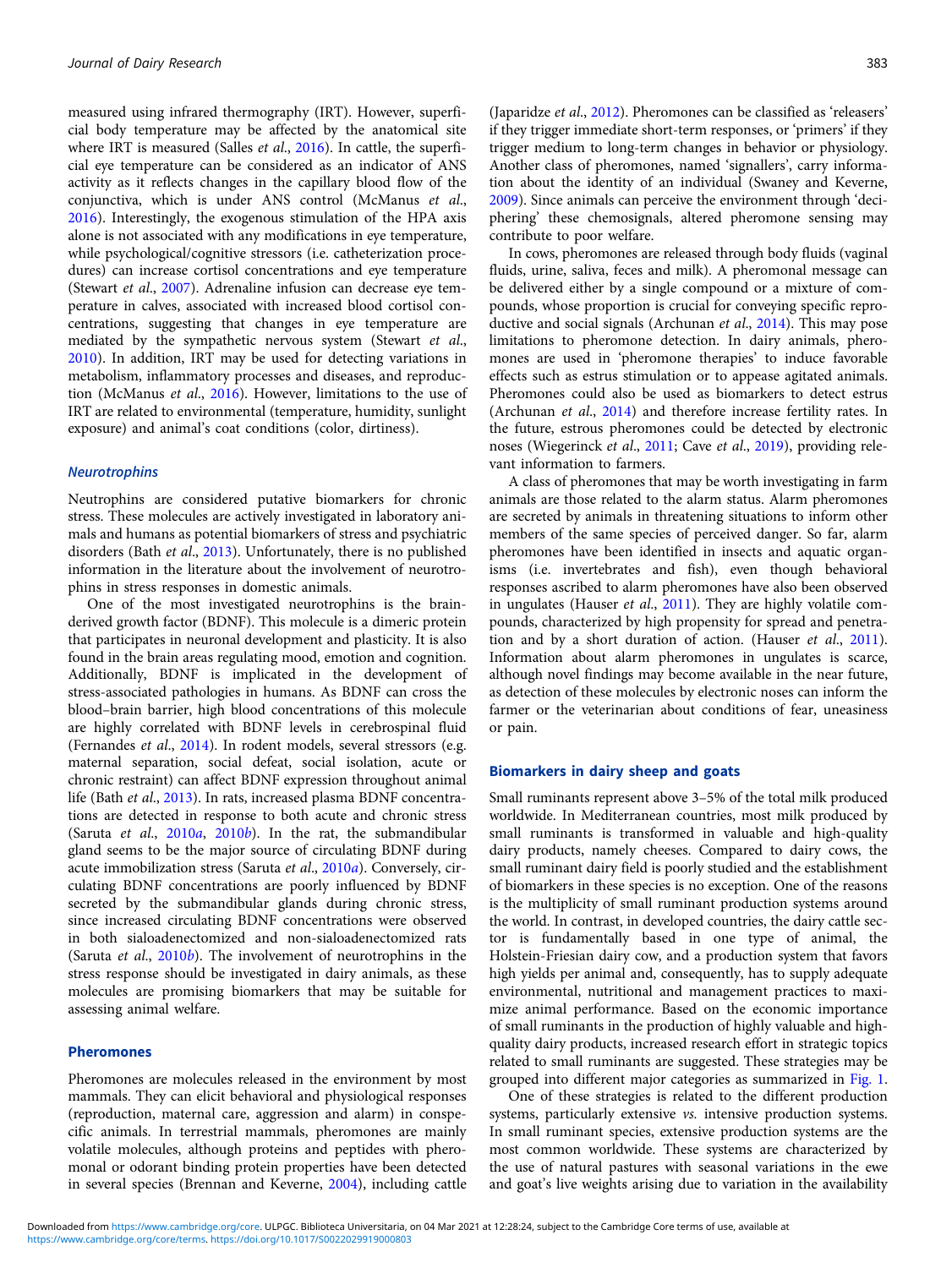measured using infrared thermography (IRT). However, superficial body temperature may be affected by the anatomical site where IRT is measured (Salles *et al.*, 2016). In cattle, the superficial eye temperature can be considered as an indicator of ANS activity as it reflects changes in the capillary blood flow of the conjunctiva, which is under ANS control (McManus *et al.*, 2016). Interestingly, the exogenous stimulation of the HPA axis alone is not associated with any modifications in eye temperature, while psychological/cognitive stressors (i.e. catheterization procedures) can increase cortisol concentrations and eye temperature (Stewart *et al.*, 2007). Adrenaline infusion can decrease eye temperature in calves, associated with increased blood cortisol concentrations, suggesting that changes in eye temperature are mediated by the sympathetic nervous system (Stewart *et al.*, 2010). In addition, IRT may be used for detecting variations in metabolism, inflammatory processes and diseases, and reproduction (McManus *et al.*, 2016). However, limitations to the use of IRT are related to environmental (temperature, humidity, sunlight exposure) and animal's coat conditions (color, dirtiness).

### *Neurotrophins*

Neutrophins are considered putative biomarkers for chronic stress. These molecules are actively investigated in laboratory animals and humans as potential biomarkers of stress and psychiatric disorders (Bath *et al*., 2013). Unfortunately, there is no published information in the literature about the involvement of neurotrophins in stress responses in domestic animals.

One of the most investigated neurotrophins is the brain-derived growth factor (BDNF). This molecule is a dimeric protein that participates in neuronal development and plasticity. It is also found in the brain areas regulating mood, emotion and cognition. Additionally, BDNF is implicated in the development of stress-associated pathologies in humans. As BDNF can cross the blood–brain barrier, high blood concentrations of this molecule are highly correlated with BDNF levels in cerebrospinal fluid (Fernandes *et al*., 2014). In rodent models, several stressors (e.g. maternal separation, social defeat, social isolation, acute or chronic restraint) can affect BDNF expression throughout animal life (Bath *et al*., 2013). In rats, increased plasma BDNF concentrations are detected in response to both acute and chronic stress (Saruta *et al*., 2010*a*, 2010*b*). In the rat, the submandibular gland seems to be the major source of circulating BDNF during acute immobilization stress (Saruta *et al*., 2010*a*). Conversely, circulating BDNF concentrations are poorly influenced by BDNF secreted by the submandibular glands during chronic stress, since increased circulating BDNF concentrations were observed in both sialoadenectomized and non-sialoadenectomized rats (Saruta *et al*., 2010*b*). The involvement of neurotrophins in the stress response should be investigated in dairy animals, as these molecules are promising biomarkers that may be suitable for assessing animal welfare.

### Pheromones

Pheromones are molecules released in the environment by most mammals. They can elicit behavioral and physiological responses (reproduction, maternal care, aggression and alarm) in conspecific animals. In terrestrial mammals, pheromones are mainly volatile molecules, although proteins and peptides with pheromonal or odorant binding protein properties have been detected in several species (Brennan and Keverne, 2004), including cattle (Japaridze *et al*., 2012). Pheromones can be classified as 'releasers' if they trigger immediate short-term responses, or 'primers' if they trigger medium to long-term changes in behavior or physiology. Another class of pheromones, named 'signallers', carry information about the identity of an individual (Swaney and Keverne, 2009). Since animals can perceive the environment through 'deciphering' these chemosignals, altered pheromone sensing may contribute to poor welfare.

In cows, pheromones are released through body fluids (vaginal fluids, urine, saliva, feces and milk). A pheromonal message can be delivered either by a single compound or a mixture of compounds, whose proportion is crucial for conveying specific reproductive and social signals (Archunan *et al*., 2014). This may pose limitations to pheromone detection. In dairy animals, pheromones are used in 'pheromone therapies' to induce favorable effects such as estrus stimulation or to appease agitated animals. Pheromones could also be used as biomarkers to detect estrus (Archunan *et al*., 2014) and therefore increase fertility rates. In the future, estrous pheromones could be detected by electronic noses (Wiegerinck *et al*., 2011; Cave *et al*., 2019), providing relevant information to farmers.

A class of pheromones that may be worth investigating in farm animals are those related to the alarm status. Alarm pheromones are secreted by animals in threatening situations to inform other members of the same species of perceived danger. So far, alarm pheromones have been identified in insects and aquatic organisms (i.e. invertebrates and fish), even though behavioral responses ascribed to alarm pheromones have also been observed in ungulates (Hauser *et al*., 2011). They are highly volatile compounds, characterized by high propensity for spread and penetration and by a short duration of action. (Hauser *et al*., 2011). Information about alarm pheromones in ungulates is scarce, although novel findings may become available in the near future, as detection of these molecules by electronic noses can inform the farmer or the veterinarian about conditions of fear, uneasiness or pain.

## Biomarkers in dairy sheep and goats

Small ruminants represent above 3–5% of the total milk produced worldwide. In Mediterranean countries, most milk produced by small ruminants is transformed in valuable and high-quality dairy products, namely cheeses. Compared to dairy cows, the small ruminant dairy field is poorly studied and the establishment of biomarkers in these species is no exception. One of the reasons is the multiplicity of small ruminant production systems around the world. In contrast, in developed countries, the dairy cattle sector is fundamentally based in one type of animal, the Holstein-Friesian dairy cow, and a production system that favors high yields per animal and, consequently, has to supply adequate environmental, nutritional and management practices to maximize animal performance. Based on the economic importance of small ruminants in the production of highly valuable and high-quality dairy products, increased research effort in strategic topics related to small ruminants are suggested. These strategies may be grouped into different major categories as summarized in Fig. 1.

One of these strategies is related to the different production systems, particularly extensive *vs.* intensive production systems. In small ruminant species, extensive production systems are the most common worldwide. These systems are characterized by the use of natural pastures with seasonal variations in the ewe and goat's live weights arising due to variation in the availability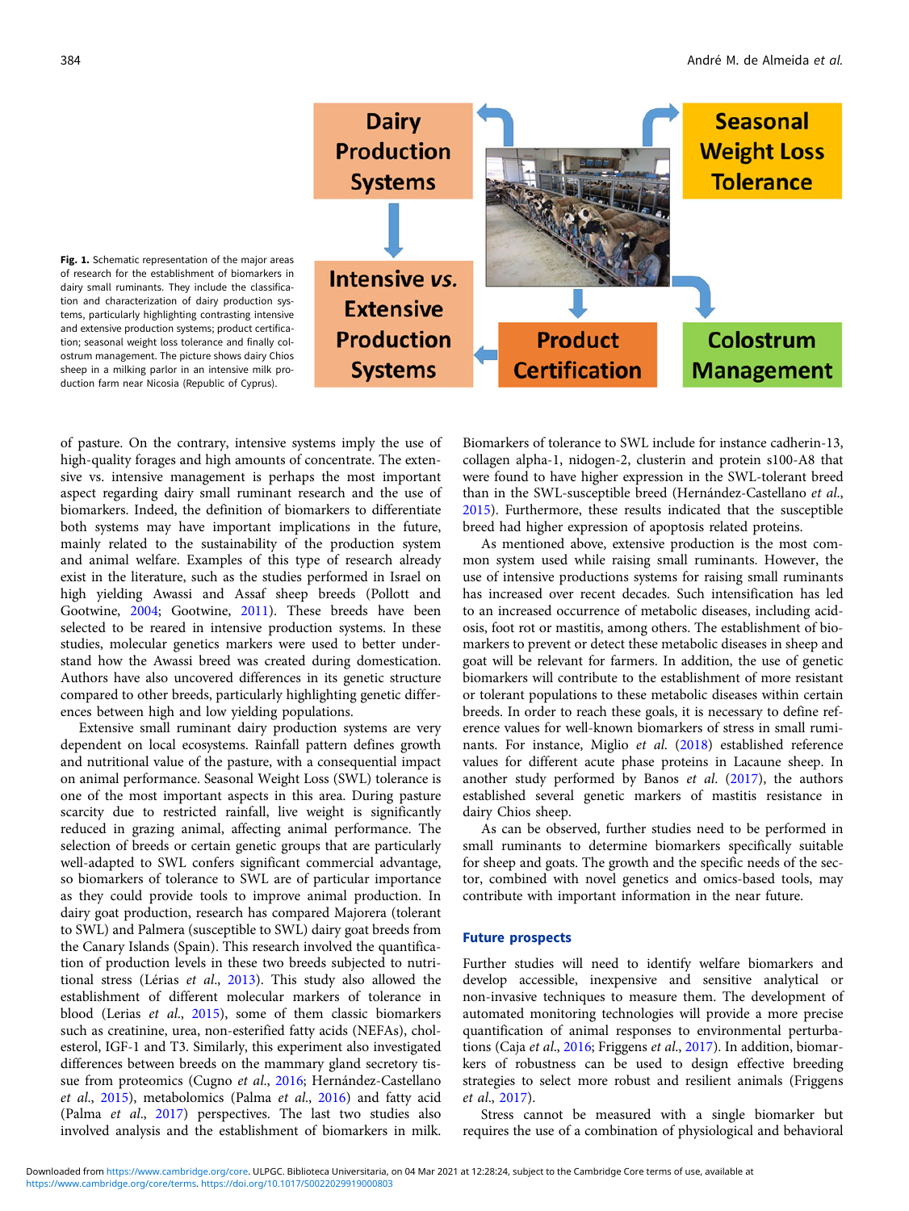Fig. 1. Schematic representation of the major areas of research for the establishment of biomarkers in dairy small ruminants. They include the classification and characterization of dairy production systems, particularly highlighting contrasting intensive and extensive production systems; product certification; seasonal weight loss tolerance and finally colostrum management. The picture shows dairy Chios sheep in a milking parlor in an intensive milk production farm near Nicosia (Republic of Cyprus).

of pasture. On the contrary, intensive systems imply the use of high-quality forages and high amounts of concentrate. The extensive vs. intensive management is perhaps the most important aspect regarding dairy small ruminant research and the use of biomarkers. Indeed, the definition of biomarkers to differentiate both systems may have important implications in the future, mainly related to the sustainability of the production system and animal welfare. Examples of this type of research already exist in the literature, such as the studies performed in Israel on high yielding Awassi and Assaf sheep breeds (Pollott and Gootwine, 2004; Gootwine, 2011). These breeds have been selected to be reared in intensive production systems. In these studies, molecular genetics markers were used to better understand how the Awassi breed was created during domestication. Authors have also uncovered differences in its genetic structure compared to other breeds, particularly highlighting genetic differences between high and low yielding populations.

Extensive small ruminant dairy production systems are very dependent on local ecosystems. Rainfall pattern defines growth and nutritional value of the pasture, with a consequential impact on animal performance. Seasonal Weight Loss (SWL) tolerance is one of the most important aspects in this area. During pasture scarcity due to restricted rainfall, live weight is significantly reduced in grazing animal, affecting animal performance. The selection of breeds or certain genetic groups that are particularly well-adapted to SWL confers significant commercial advantage, so biomarkers of tolerance to SWL are of particular importance as they could provide tools to improve animal production. In dairy goat production, research has compared Majorera (tolerant to SWL) and Palmera (susceptible to SWL) dairy goat breeds from the Canary Islands (Spain). This research involved the quantification of production levels in these two breeds subjected to nutritional stress (Lérias *et al.*, 2013). This study also allowed the establishment of different molecular markers of tolerance in blood (Lerias *et al.*, 2015), some of them classic biomarkers such as creatinine, urea, non-esterified fatty acids (NEFAs), cholesterol, IGF-1 and T3. Similarly, this experiment also investigated differences between breeds on the mammary gland secretory tissue from proteomics (Cugno *et al.*, 2016; Hernández-Castellano *et al.*, 2015), metabolomics (Palma *et al.*, 2016) and fatty acid (Palma *et al.*, 2017) perspectives. The last two studies also involved analysis and the establishment of biomarkers in milk. Biomarkers of tolerance to SWL include for instance cadherin-13, collagen alpha-1, nidogen-2, clusterin and protein s100-A8 that were found to have higher expression in the SWL-tolerant breed than in the SWL-susceptible breed (Hernández-Castellano *et al.*, 2015). Furthermore, these results indicated that the susceptible breed had higher expression of apoptosis related proteins.

As mentioned above, extensive production is the most common system used while raising small ruminants. However, the use of intensive productions systems for raising small ruminants has increased over recent decades. Such intensification has led to an increased occurrence of metabolic diseases, including acidosis, foot rot or mastitis, among others. The establishment of biomarkers to prevent or detect these metabolic diseases in sheep and goat will be relevant for farmers. In addition, the use of genetic biomarkers will contribute to the establishment of more resistant or tolerant populations to these metabolic diseases within certain breeds. In order to reach these goals, it is necessary to define reference values for well-known biomarkers of stress in small ruminants. For instance, Miglio *et al.* (2018) established reference values for different acute phase proteins in Lacaune sheep. In another study performed by Banos *et al.* (2017), the authors established several genetic markers of mastitis resistance in dairy Chios sheep.

As can be observed, further studies need to be performed in small ruminants to determine biomarkers specifically suitable for sheep and goats. The growth and the specific needs of the sector, combined with novel genetics and omics-based tools, may contribute with important information in the near future.

## Future prospects

Further studies will need to identify welfare biomarkers and develop accessible, inexpensive and sensitive analytical or non-invasive techniques to measure them. The development of automated monitoring technologies will provide a more precise quantification of animal responses to environmental perturbations (Caja *et al.*, 2016; Friggens *et al.*, 2017). In addition, biomarkers of robustness can be used to design effective breeding strategies to select more robust and resilient animals (Friggens *et al.*, 2017).

Stress cannot be measured with a single biomarker but requires the use of a combination of physiological and behavioral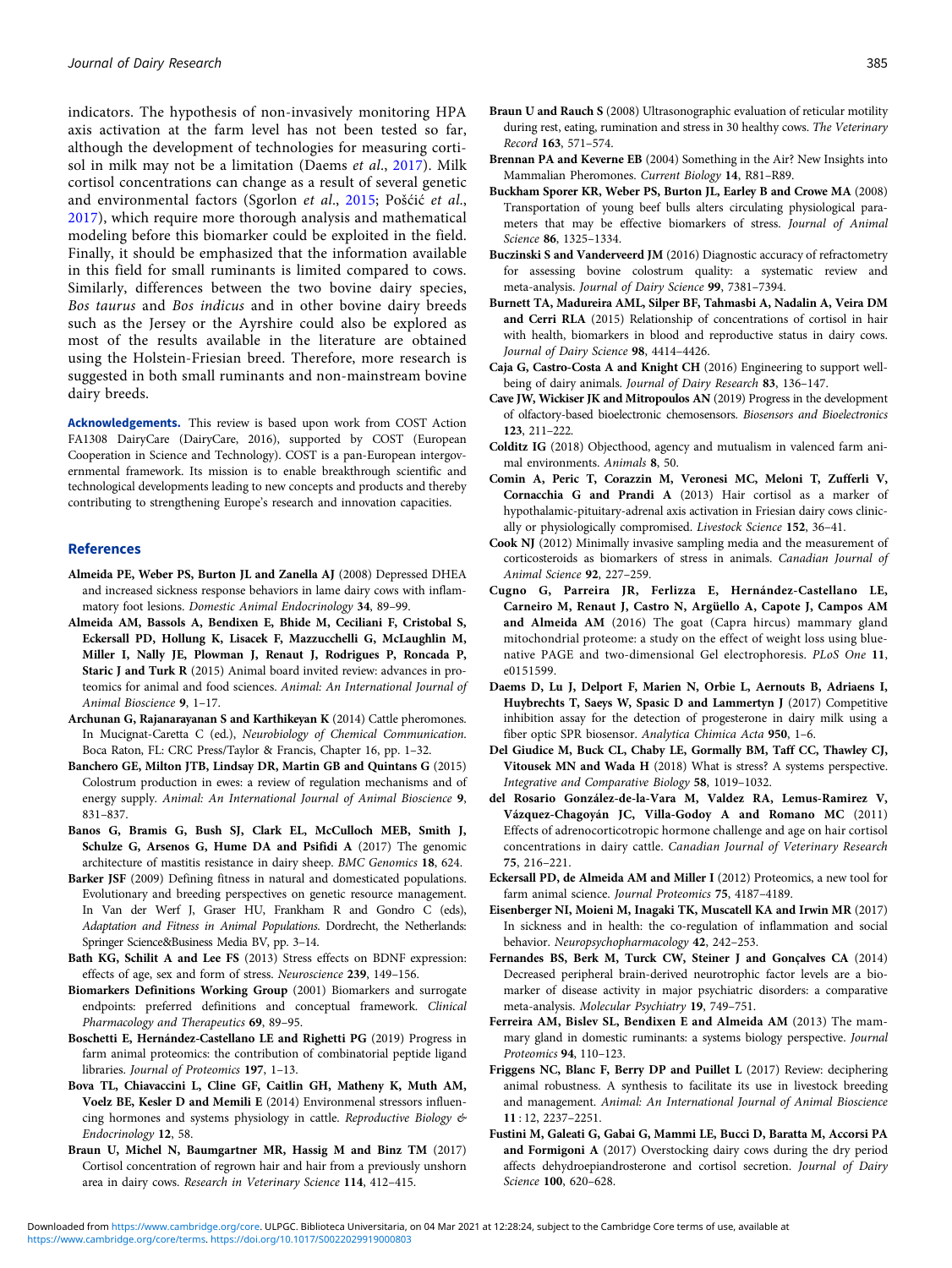indicators. The hypothesis of non-invasively monitoring HPA axis activation at the farm level has not been tested so far, although the development of technologies for measuring cortisol in milk may not be a limitation (Daems *et al*., 2017). Milk cortisol concentrations can change as a result of several genetic and environmental factors (Sgorlon *et al*., 2015; Pošćić *et al*., 2017), which require more thorough analysis and mathematical modeling before this biomarker could be exploited in the field. Finally, it should be emphasized that the information available in this field for small ruminants is limited compared to cows. Similarly, differences between the two bovine dairy species, *Bos taurus* and *Bos indicus* and in other bovine dairy breeds such as the Jersey or the Ayrshire could also be explored as most of the results available in the literature are obtained using the Holstein-Friesian breed. Therefore, more research is suggested in both small ruminants and non-mainstream bovine dairy breeds.

**Acknowledgements.** This review is based upon work from COST Action FA1308 DairyCare (DairyCare, 2016), supported by COST (European Cooperation in Science and Technology). COST is a pan-European intergovernmental framework. Its mission is to enable breakthrough scientific and technological developments leading to new concepts and products and thereby contributing to strengthening Europe's research and innovation capacities.

## References

**Almeida PE, Weber PS, Burton JL and Zanella AJ** (2008) Depressed DHEA and increased sickness response behaviors in lame dairy cows with inflammatory foot lesions. *Domestic Animal Endocrinology* **34**, 89–99.

**Almeida AM, Bassols A, Bendixen E, Bhide M, Ceciliani F, Cristobal S, Eckersall PD, Hollung K, Lisacek F, Mazzucchelli G, McLaughlin M, Miller I, Nally JE, Plowman J, Renaut J, Rodrigues P, Roncada P, Staric J and Turk R** (2015) Animal board invited review: advances in proteomics for animal and food sciences. *Animal: An International Journal of Animal Bioscience* **9**, 1–17.

**Archunan G, Rajanarayanan S and Karthikeyan K** (2014) Cattle pheromones. In Mucignat-Caretta C (ed.), *Neurobiology of Chemical Communication*. Boca Raton, FL: CRC Press/Taylor & Francis, Chapter 16, pp. 1–32.

**Banchero GE, Milton JTB, Lindsay DR, Martin GB and Quintans G** (2015) Colostrum production in ewes: a review of regulation mechanisms and of energy supply. *Animal: An International Journal of Animal Bioscience* **9**, 831–837.

**Banos G, Bramis G, Bush SJ, Clark EL, McCulloch MEB, Smith J, Schulze G, Arsenos G, Hume DA and Psifidi A** (2017) The genomic architecture of mastitis resistance in dairy sheep. *BMC Genomics* **18**, 624.

**Barker JSF** (2009) Defining fitness in natural and domesticated populations. Evolutionary and breeding perspectives on genetic resource management. In Van der Werf J, Graser HU, Frankham R and Gondro C (eds), *Adaptation and Fitness in Animal Populations*. Dordrecht, the Netherlands: Springer Science&Business Media BV, pp. 3–14.

**Bath KG, Schilit A and Lee FS** (2013) Stress effects on BDNF expression: effects of age, sex and form of stress. *Neuroscience* **239**, 149–156.

**Biomarkers Definitions Working Group** (2001) Biomarkers and surrogate endpoints: preferred definitions and conceptual framework. *Clinical Pharmacology and Therapeutics* **69**, 89–95.

**Boschetti E, Hernández-Castellano LE and Righetti PG** (2019) Progress in farm animal proteomics: the contribution of combinatorial peptide ligand libraries. *Journal of Proteomics* **197**, 1–13.

**Bova TL, Chiavaccini L, Cline GF, Caitlin GH, Matheny K, Muth AM, Voelz BE, Kesler D and Memili E** (2014) Environmenal stressors influencing hormones and systems physiology in cattle. *Reproductive Biology & Endocrinology* **12**, 58.

**Braun U, Michel N, Baumgartner MR, Hassig M and Binz TM** (2017) Cortisol concentration of regrown hair and hair from a previously unshorn area in dairy cows. *Research in Veterinary Science* **114**, 412–415.

**Braun U and Rauch S** (2008) Ultrasonographic evaluation of reticular motility during rest, eating, rumination and stress in 30 healthy cows. *The Veterinary Record* **163**, 571–574.

**Brennan PA and Keverne EB** (2004) Something in the Air? New Insights into Mammalian Pheromones. *Current Biology* **14**, R81–R89.

**Buckham Sporer KR, Weber PS, Burton JL, Earley B and Crowe MA** (2008) Transportation of young beef bulls alters circulating physiological parameters that may be effective biomarkers of stress. *Journal of Animal Science* **86**, 1325–1334.

**Buczinski S and Vanderveerd JM** (2016) Diagnostic accuracy of refractometry for assessing bovine colostrum quality: a systematic review and meta-analysis. *Journal of Dairy Science* **99**, 7381–7394.

**Burnett TA, Madureira AML, Silper BF, Tahmasbi A, Nadalin A, Veira DM and Cerri RLA** (2015) Relationship of concentrations of cortisol in hair with health, biomarkers in blood and reproductive status in dairy cows. *Journal of Dairy Science* **98**, 4414–4426.

**Caja G, Castro-Costa A and Knight CH** (2016) Engineering to support wellbeing of dairy animals. *Journal of Dairy Research* **83**, 136–147.

**Cave JW, Wickiser JK and Mitropoulos AN** (2019) Progress in the development of olfactory-based bioelectronic chemosensors. *Biosensors and Bioelectronics* **123**, 211–222.

**Colditz IG** (2018) Objecthood, agency and mutualism in valenced farm animal environments. *Animals* **8**, 50.

**Comin A, Peric T, Corazzin M, Veronesi MC, Meloni T, Zufferli V, Cornacchia G and Prandi A** (2013) Hair cortisol as a marker of hypothalamic-pituitary-adrenal axis activation in Friesian dairy cows clinically or physiologically compromised. *Livestock Science* **152**, 36–41.

**Cook NJ** (2012) Minimally invasive sampling media and the measurement of corticosteroids as biomarkers of stress in animals. *Canadian Journal of Animal Science* **92**, 227–259.

**Cugno G, Parreira JR, Ferlizza E, Hernández-Castellano LE, Carneiro M, Renaut J, Castro N, Argüello A, Capote J, Campos AM and Almeida AM** (2016) The goat (Capra hircus) mammary gland mitochondrial proteome: a study on the effect of weight loss using blue-native PAGE and two-dimensional Gel electrophoresis. *PLoS One* **11**, e0151599.

**Daems D, Lu J, Delport F, Marien N, Orbie L, Aernouts B, Adriaens I, Huybrechts T, Saeys W, Spasic D and Lammertyn J** (2017) Competitive inhibition assay for the detection of progesterone in dairy milk using a fiber optic SPR biosensor. *Analytica Chimica Acta* **950**, 1–6.

**Del Giudice M, Buck CL, Chaby LE, Gormally BM, Taff CC, Thawley CJ, Vitousek MN and Wada H** (2018) What is stress? A systems perspective. *Integrative and Comparative Biology* **58**, 1019–1032.

**del Rosario González-de-la-Vara M, Valdez RA, Lemus-Ramirez V, Vázquez-Chagoyán JC, Villa-Godoy A and Romano MC** (2011) Effects of adrenocorticotropic hormone challenge and age on hair cortisol concentrations in dairy cattle. *Canadian Journal of Veterinary Research* **75**, 216–221.

**Eckersall PD, de Almeida AM and Miller I** (2012) Proteomics, a new tool for farm animal science. *Journal Proteomics* **75**, 4187–4189.

**Eisenberger NI, Moieni M, Inagaki TK, Muscatell KA and Irwin MR** (2017) In sickness and in health: the co-regulation of inflammation and social behavior. *Neuropsychopharmacology* **42**, 242–253.

**Fernandes BS, Berk M, Turck CW, Steiner J and Gonçalves CA** (2014) Decreased peripheral brain-derived neurotrophic factor levels are a biomarker of disease activity in major psychiatric disorders: a comparative meta-analysis. *Molecular Psychiatry* **19**, 749–751.

**Ferreira AM, Bislev SL, Bendixen E and Almeida AM** (2013) The mammary gland in domestic ruminants: a systems biology perspective. *Journal Proteomics* **94**, 110–123.

**Friggens NC, Blanc F, Berry DP and Puillet L** (2017) Review: deciphering animal robustness. A synthesis to facilitate its use in livestock breeding and management. *Animal: An International Journal of Animal Bioscience* **11** : 12, 2237–2251.

**Fustini M, Galeati G, Gabai G, Mammi LE, Bucci D, Baratta M, Accorsi PA and Formigoni A** (2017) Overstocking dairy cows during the dry period affects dehydroepiandrosterone and cortisol secretion. *Journal of Dairy Science* **100**, 620–628.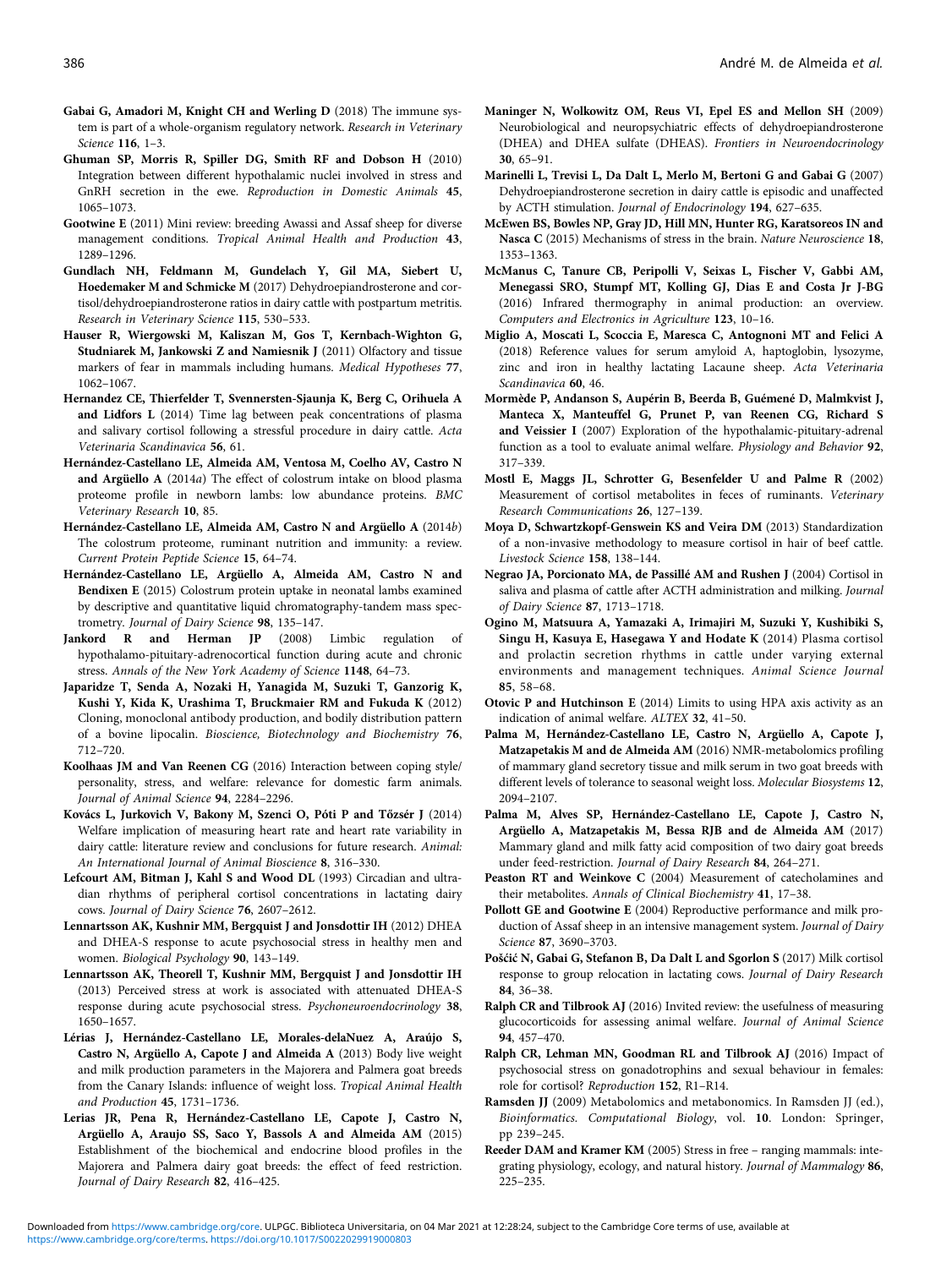**Gabai G, Amadori M, Knight CH and Werling D** (2018) The immune system is part of a whole-organism regulatory network. *Research in Veterinary Science* **116**, 1–3.

**Ghuman SP, Morris R, Spiller DG, Smith RF and Dobson H** (2010) Integration between different hypothalamic nuclei involved in stress and GnRH secretion in the ewe. *Reproduction in Domestic Animals* **45**, 1065–1073.

**Gootwine E** (2011) Mini review: breeding Awassi and Assaf sheep for diverse management conditions. *Tropical Animal Health and Production* **43**, 1289–1296.

**Gundlach NH, Feldmann M, Gundelach Y, Gil MA, Siebert U, Hoedemaker M and Schmicke M** (2017) Dehydroepiandrosterone and cortisol/dehydroepiandrosterone ratios in dairy cattle with postpartum metritis. *Research in Veterinary Science* **115**, 530–533.

**Hauser R, Wiergowski M, Kaliszan M, Gos T, Kernbach-Wighton G, Studniarek M, Jankowski Z and Namiesnik J** (2011) Olfactory and tissue markers of fear in mammals including humans. *Medical Hypotheses* **77**, 1062–1067.

**Hernandez CE, Thierfelder T, Svennersten-Sjaunja K, Berg C, Orihuela A and Lidfors L** (2014) Time lag between peak concentrations of plasma and salivary cortisol following a stressful procedure in dairy cattle. *Acta Veterinaria Scandinavica* **56**, 61.

**Hernández-Castellano LE, Almeida AM, Ventosa M, Coelho AV, Castro N and Argüello A** (2014*a*) The effect of colostrum intake on blood plasma proteome profile in newborn lambs: low abundance proteins. *BMC Veterinary Research* **10**, 85.

**Hernández-Castellano LE, Almeida AM, Castro N and Argüello A** (2014*b*) The colostrum proteome, ruminant nutrition and immunity: a review. *Current Protein Peptide Science* **15**, 64–74.

**Hernández-Castellano LE, Argüello A, Almeida AM, Castro N and Bendixen E** (2015) Colostrum protein uptake in neonatal lambs examined by descriptive and quantitative liquid chromatography-tandem mass spectrometry. *Journal of Dairy Science* **98**, 135–147.

**Jankord R and Herman JP** (2008) Limbic regulation of hypothalamo-pituitary-adrenocortical function during acute and chronic stress. *Annals of the New York Academy of Science* **1148**, 64–73.

**Japaridze T, Senda A, Nozaki H, Yanagida M, Suzuki T, Ganzorig K, Kushi Y, Kida K, Urashima T, Bruckmaier RM and Fukuda K** (2012) Cloning, monoclonal antibody production, and bodily distribution pattern of a bovine lipocalin. *Bioscience, Biotechnology and Biochemistry* **76**, 712–720.

**Koolhaas JM and Van Reenen CG** (2016) Interaction between coping style/personality, stress, and welfare: relevance for domestic farm animals. *Journal of Animal Science* **94**, 2284–2296.

**Kovács L, Jurkovich V, Bakony M, Szenci O, Póti P and Tőzsér J** (2014) Welfare implication of measuring heart rate and heart rate variability in dairy cattle: literature review and conclusions for future research. *Animal: An International Journal of Animal Bioscience* **8**, 316–330.

**Lefcourt AM, Bitman J, Kahl S and Wood DL** (1993) Circadian and ultradian rhythms of peripheral cortisol concentrations in lactating dairy cows. *Journal of Dairy Science* **76**, 2607–2612.

**Lennartsson AK, Kushnir MM, Bergquist J and Jonsdottir IH** (2012) DHEA and DHEA-S response to acute psychosocial stress in healthy men and women. *Biological Psychology* **90**, 143–149.

**Lennartsson AK, Theorell T, Kushnir MM, Bergquist J and Jonsdottir IH** (2013) Perceived stress at work is associated with attenuated DHEA-S response during acute psychosocial stress. *Psychoneuroendocrinology* **38**, 1650–1657.

**Lérias J, Hernández-Castellano LE, Morales-delaNuez A, Araújo S, Castro N, Argüello A, Capote J and Almeida A** (2013) Body live weight and milk production parameters in the Majorera and Palmera goat breeds from the Canary Islands: influence of weight loss. *Tropical Animal Health and Production* **45**, 1731–1736.

**Lerias JR, Pena R, Hernández-Castellano LE, Capote J, Castro N, Argüello A, Araujo SS, Saco Y, Bassols A and Almeida AM** (2015) Establishment of the biochemical and endocrine blood profiles in the Majorera and Palmera dairy goat breeds: the effect of feed restriction. *Journal of Dairy Research* **82**, 416–425.

**Maninger N, Wolkowitz OM, Reus VI, Epel ES and Mellon SH** (2009) Neurobiological and neuropsychiatric effects of dehydroepiandrosterone (DHEA) and DHEA sulfate (DHEAS). *Frontiers in Neuroendocrinology* **30**, 65–91.

**Marinelli L, Trevisi L, Da Dalt L, Merlo M, Bertoni G and Gabai G** (2007) Dehydroepiandrosterone secretion in dairy cattle is episodic and unaffected by ACTH stimulation. *Journal of Endocrinology* **194**, 627–635.

**McEwen BS, Bowles NP, Gray JD, Hill MN, Hunter RG, Karatsoreos IN and Nasca C** (2015) Mechanisms of stress in the brain. *Nature Neuroscience* **18**, 1353–1363.

**McManus C, Tanure CB, Peripolli V, Seixas L, Fischer V, Gabbi AM, Menegassi SRO, Stumpf MT, Kolling GJ, Dias E and Costa Jr J-BG** (2016) Infrared thermography in animal production: an overview. *Computers and Electronics in Agriculture* **123**, 10–16.

**Miglio A, Moscati L, Scoccia E, Maresca C, Antognoni MT and Felici A** (2018) Reference values for serum amyloid A, haptoglobin, lysozyme, zinc and iron in healthy lactating Lacaune sheep. *Acta Veterinaria Scandinavica* **60**, 46.

**Mormède P, Andanson S, Aupérin B, Beerda B, Guémené D, Malmkvist J, Manteca X, Manteuffel G, Prunet P, van Reenen CG, Richard S and Veissier I** (2007) Exploration of the hypothalamic-pituitary-adrenal function as a tool to evaluate animal welfare. *Physiology and Behavior* **92**, 317–339.

**Mostl E, Maggs JL, Schrotter G, Besenfelder U and Palme R** (2002) Measurement of cortisol metabolites in feces of ruminants. *Veterinary Research Communications* **26**, 127–139.

**Moya D, Schwartzkopf-Genswein KS and Veira DM** (2013) Standardization of a non-invasive methodology to measure cortisol in hair of beef cattle. *Livestock Science* **158**, 138–144.

**Negrao JA, Porcionato MA, de Passillé AM and Rushen J** (2004) Cortisol in saliva and plasma of cattle after ACTH administration and milking. *Journal of Dairy Science* **87**, 1713–1718.

**Ogino M, Matsuura A, Yamazaki A, Irimajiri M, Suzuki Y, Kushibiki S, Singu H, Kasuya E, Hasegawa Y and Hodate K** (2014) Plasma cortisol and prolactin secretion rhythms in cattle under varying external environments and management techniques. *Animal Science Journal* **85**, 58–68.

**Otovic P and Hutchinson E** (2014) Limits to using HPA axis activity as an indication of animal welfare. *ALTEX* **32**, 41–50.

**Palma M, Hernández-Castellano LE, Castro N, Argüello A, Capote J, Matzapetakis M and de Almeida AM** (2016) NMR-metabolomics profiling of mammary gland secretory tissue and milk serum in two goat breeds with different levels of tolerance to seasonal weight loss. *Molecular Biosystems* **12**, 2094–2107.

**Palma M, Alves SP, Hernández-Castellano LE, Capote J, Castro N, Argüello A, Matzapetakis M, Bessa RJB and de Almeida AM** (2017) Mammary gland and milk fatty acid composition of two dairy goat breeds under feed-restriction. *Journal of Dairy Research* **84**, 264–271.

**Peaston RT and Weinkove C** (2004) Measurement of catecholamines and their metabolites. *Annals of Clinical Biochemistry* **41**, 17–38.

**Pollott GE and Gootwine E** (2004) Reproductive performance and milk production of Assaf sheep in an intensive management system. *Journal of Dairy Science* **87**, 3690–3703.

**Pošćić N, Gabai G, Stefanon B, Da Dalt L and Sgorlon S** (2017) Milk cortisol response to group relocation in lactating cows. *Journal of Dairy Research* **84**, 36–38.

**Ralph CR and Tilbrook AJ** (2016) Invited review: the usefulness of measuring glucocorticoids for assessing animal welfare. *Journal of Animal Science* **94**, 457–470.

**Ralph CR, Lehman MN, Goodman RL and Tilbrook AJ** (2016) Impact of psychosocial stress on gonadotrophins and sexual behaviour in females: role for cortisol? *Reproduction* **152**, R1–R14.

**Ramsden JJ** (2009) Metabolomics and metabonomics. In Ramsden JJ (ed.), *Bioinformatics. Computational Biology*, vol. **10**. London: Springer, pp 239–245.

**Reeder DAM and Kramer KM** (2005) Stress in free – ranging mammals: integrating physiology, ecology, and natural history. *Journal of Mammalogy* **86**, 225–235.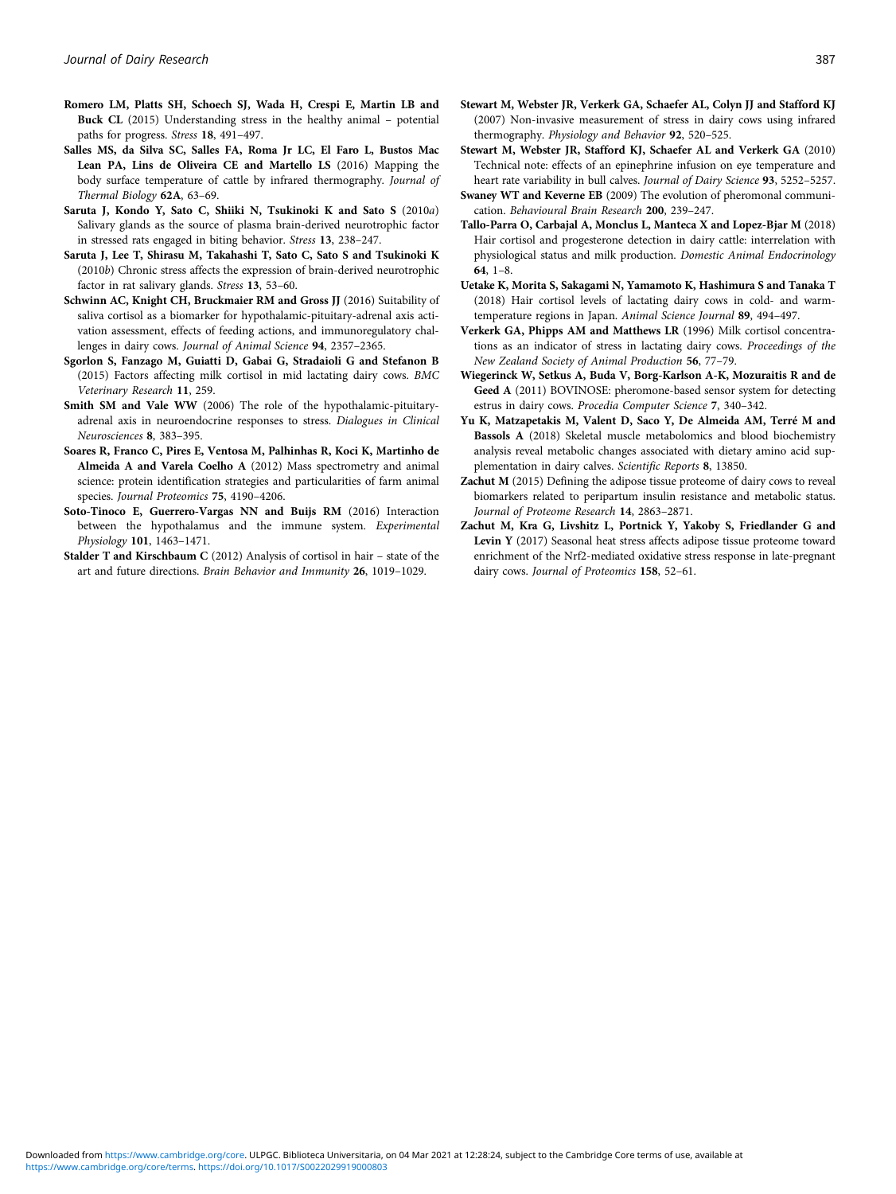**Romero LM, Platts SH, Schoech SJ, Wada H, Crespi E, Martin LB and Buck CL** (2015) Understanding stress in the healthy animal – potential paths for progress. *Stress* **18**, 491–497.

**Salles MS, da Silva SC, Salles FA, Roma Jr LC, El Faro L, Bustos Mac Lean PA, Lins de Oliveira CE and Martello LS** (2016) Mapping the body surface temperature of cattle by infrared thermography. *Journal of Thermal Biology* **62A**, 63–69.

**Saruta J, Kondo Y, Sato C, Shiiki N, Tsukinoki K and Sato S** (2010*a*) Salivary glands as the source of plasma brain-derived neurotrophic factor in stressed rats engaged in biting behavior. *Stress* **13**, 238–247.

**Saruta J, Lee T, Shirasu M, Takahashi T, Sato C, Sato S and Tsukinoki K** (2010*b*) Chronic stress affects the expression of brain-derived neurotrophic factor in rat salivary glands. *Stress* **13**, 53–60.

**Schwinn AC, Knight CH, Bruckmaier RM and Gross JJ** (2016) Suitability of saliva cortisol as a biomarker for hypothalamic-pituitary-adrenal axis activation assessment, effects of feeding actions, and immunoregulatory challenges in dairy cows. *Journal of Animal Science* **94**, 2357–2365.

**Sgorlon S, Fanzago M, Guiatti D, Gabai G, Stradaioli G and Stefanon B** (2015) Factors affecting milk cortisol in mid lactating dairy cows. *BMC Veterinary Research* **11**, 259.

**Smith SM and Vale WW** (2006) The role of the hypothalamic-pituitary-adrenal axis in neuroendocrine responses to stress. *Dialogues in Clinical Neurosciences* **8**, 383–395.

**Soares R, Franco C, Pires E, Ventosa M, Palhinhas R, Koci K, Martinho de Almeida A and Varela Coelho A** (2012) Mass spectrometry and animal science: protein identification strategies and particularities of farm animal species. *Journal Proteomics* **75**, 4190–4206.

**Soto-Tinoco E, Guerrero-Vargas NN and Buijs RM** (2016) Interaction between the hypothalamus and the immune system. *Experimental Physiology* **101**, 1463–1471.

**Stalder T and Kirschbaum C** (2012) Analysis of cortisol in hair – state of the art and future directions. *Brain Behavior and Immunity* **26**, 1019–1029.

**Stewart M, Webster JR, Verkerk GA, Schaefer AL, Colyn JJ and Stafford KJ** (2007) Non-invasive measurement of stress in dairy cows using infrared thermography. *Physiology and Behavior* **92**, 520–525.

**Stewart M, Webster JR, Stafford KJ, Schaefer AL and Verkerk GA** (2010) Technical note: effects of an epinephrine infusion on eye temperature and heart rate variability in bull calves. *Journal of Dairy Science* **93**, 5252–5257.

**Swaney WT and Keverne EB** (2009) The evolution of pheromonal communication. *Behavioural Brain Research* **200**, 239–247.

**Tallo-Parra O, Carbajal A, Monclus L, Manteca X and Lopez-Bjar M** (2018) Hair cortisol and progesterone detection in dairy cattle: interrelation with physiological status and milk production. *Domestic Animal Endocrinology* **64**, 1–8.

**Uetake K, Morita S, Sakagami N, Yamamoto K, Hashimura S and Tanaka T** (2018) Hair cortisol levels of lactating dairy cows in cold- and warm-temperature regions in Japan. *Animal Science Journal* **89**, 494–497.

**Verkerk GA, Phipps AM and Matthews LR** (1996) Milk cortisol concentrations as an indicator of stress in lactating dairy cows. *Proceedings of the New Zealand Society of Animal Production* **56**, 77–79.

**Wiegerinck W, Setkus A, Buda V, Borg-Karlson A-K, Mozuraitis R and de Geed A** (2011) BOVINOSE: pheromone-based sensor system for detecting estrus in dairy cows. *Procedia Computer Science* **7**, 340–342.

**Yu K, Matzapetakis M, Valent D, Saco Y, De Almeida AM, Terré M and Bassols A** (2018) Skeletal muscle metabolomics and blood biochemistry analysis reveal metabolic changes associated with dietary amino acid supplementation in dairy calves. *Scientific Reports* **8**, 13850.

**Zachut M** (2015) Defining the adipose tissue proteome of dairy cows to reveal biomarkers related to peripartum insulin resistance and metabolic status. *Journal of Proteome Research* **14**, 2863–2871.

**Zachut M, Kra G, Livshitz L, Portnick Y, Yakoby S, Friedlander G and Levin Y** (2017) Seasonal heat stress affects adipose tissue proteome toward enrichment of the Nrf2-mediated oxidative stress response in late-pregnant dairy cows. *Journal of Proteomics* **158**, 52–61.